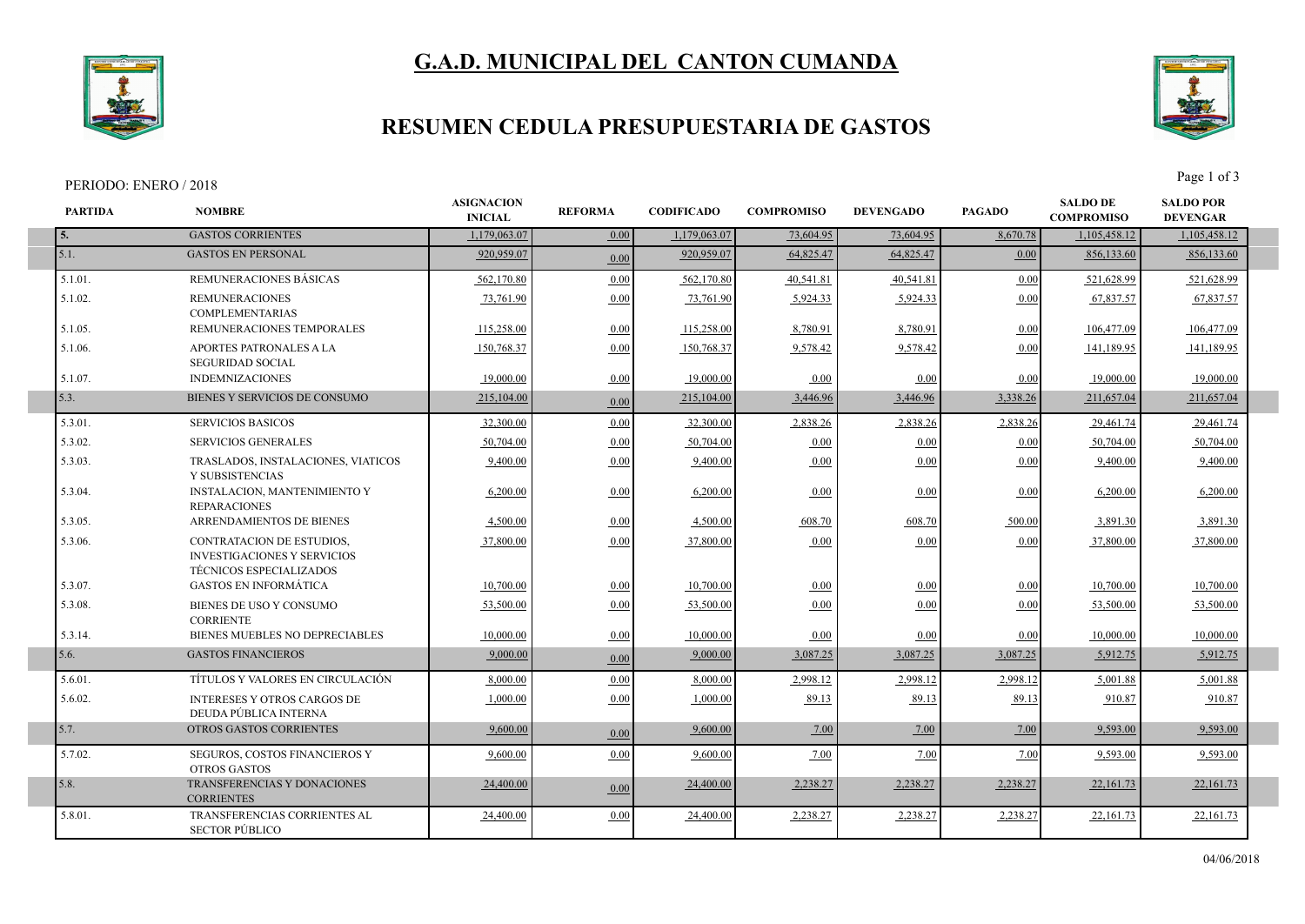# G.A.D. MUNICIPAL DEL CANTON CUMANDA

## RESUMEN CEDULA PRESUPUESTARIA DE GASTOS

PERIODO: ENERO / 2018

| PARTIDA | NOMBRE | ASIGNACION INICIAL | REFORMA | CODIFICADO | COMPROMISO | DEVENGADO | PAGADO | SALDO DE COMPROMISO | SALDO POR DEVENGAR |
|---|---|---|---|---|---|---|---|---|---|
| 5. | GASTOS CORRIENTES | 1,179,063.07 | 0.00 | 1,179,063.07 | 73,604.95 | 73,604.95 | 8,670.78 | 1,105,458.12 | 1,105,458.12 |
| 5.1. | GASTOS EN PERSONAL | 920,959.07 | 0.00 | 920,959.07 | 64,825.47 | 64,825.47 | 0.00 | 856,133.60 | 856,133.60 |
| 5.1.01. | REMUNERACIONES BÁSICAS | 562,170.80 | 0.00 | 562,170.80 | 40,541.81 | 40,541.81 | 0.00 | 521,628.99 | 521,628.99 |
| 5.1.02. | REMUNERACIONES COMPLEMENTARIAS | 73,761.90 | 0.00 | 73,761.90 | 5,924.33 | 5,924.33 | 0.00 | 67,837.57 | 67,837.57 |
| 5.1.05. | REMUNERACIONES TEMPORALES | 115,258.00 | 0.00 | 115,258.00 | 8,780.91 | 8,780.91 | 0.00 | 106,477.09 | 106,477.09 |
| 5.1.06. | APORTES PATRONALES A LA SEGURIDAD SOCIAL | 150,768.37 | 0.00 | 150,768.37 | 9,578.42 | 9,578.42 | 0.00 | 141,189.95 | 141,189.95 |
| 5.1.07. | INDEMNIZACIONES | 19,000.00 | 0.00 | 19,000.00 | 0.00 | 0.00 | 0.00 | 19,000.00 | 19,000.00 |
| 5.3. | BIENES Y SERVICIOS DE CONSUMO | 215,104.00 | 0.00 | 215,104.00 | 3,446.96 | 3,446.96 | 3,338.26 | 211,657.04 | 211,657.04 |
| 5.3.01. | SERVICIOS BASICOS | 32,300.00 | 0.00 | 32,300.00 | 2,838.26 | 2,838.26 | 2,838.26 | 29,461.74 | 29,461.74 |
| 5.3.02. | SERVICIOS GENERALES | 50,704.00 | 0.00 | 50,704.00 | 0.00 | 0.00 | 0.00 | 50,704.00 | 50,704.00 |
| 5.3.03. | TRASLADOS, INSTALACIONES, VIATICOS Y SUBSISTENCIAS | 9,400.00 | 0.00 | 9,400.00 | 0.00 | 0.00 | 0.00 | 9,400.00 | 9,400.00 |
| 5.3.04. | INSTALACION, MANTENIMIENTO Y REPARACIONES | 6,200.00 | 0.00 | 6,200.00 | 0.00 | 0.00 | 0.00 | 6,200.00 | 6,200.00 |
| 5.3.05. | ARRENDAMIENTOS DE BIENES | 4,500.00 | 0.00 | 4,500.00 | 608.70 | 608.70 | 500.00 | 3,891.30 | 3,891.30 |
| 5.3.06. | CONTRATACION DE ESTUDIOS, INVESTIGACIONES Y SERVICIOS TÉCNICOS ESPECIALIZADOS | 37,800.00 | 0.00 | 37,800.00 | 0.00 | 0.00 | 0.00 | 37,800.00 | 37,800.00 |
| 5.3.07. | GASTOS EN INFORMÁTICA | 10,700.00 | 0.00 | 10,700.00 | 0.00 | 0.00 | 0.00 | 10,700.00 | 10,700.00 |
| 5.3.08. | BIENES DE USO Y CONSUMO CORRIENTE | 53,500.00 | 0.00 | 53,500.00 | 0.00 | 0.00 | 0.00 | 53,500.00 | 53,500.00 |
| 5.3.14. | BIENES MUEBLES NO DEPRECIABLES | 10,000.00 | 0.00 | 10,000.00 | 0.00 | 0.00 | 0.00 | 10,000.00 | 10,000.00 |
| 5.6. | GASTOS FINANCIEROS | 9,000.00 | 0.00 | 9,000.00 | 3,087.25 | 3,087.25 | 3,087.25 | 5,912.75 | 5,912.75 |
| 5.6.01. | TÍTULOS Y VALORES EN CIRCULACIÓN | 8,000.00 | 0.00 | 8,000.00 | 2,998.12 | 2,998.12 | 2,998.12 | 5,001.88 | 5,001.88 |
| 5.6.02. | INTERESES Y OTROS CARGOS DE DEUDA PÚBLICA INTERNA | 1,000.00 | 0.00 | 1,000.00 | 89.13 | 89.13 | 89.13 | 910.87 | 910.87 |
| 5.7. | OTROS GASTOS CORRIENTES | 9,600.00 | 0.00 | 9,600.00 | 7.00 | 7.00 | 7.00 | 9,593.00 | 9,593.00 |
| 5.7.02. | SEGUROS, COSTOS FINANCIEROS Y OTROS GASTOS | 9,600.00 | 0.00 | 9,600.00 | 7.00 | 7.00 | 7.00 | 9,593.00 | 9,593.00 |
| 5.8. | TRANSFERENCIAS Y DONACIONES CORRIENTES | 24,400.00 | 0.00 | 24,400.00 | 2,238.27 | 2,238.27 | 2,238.27 | 22,161.73 | 22,161.73 |
| 5.8.01. | TRANSFERENCIAS CORRIENTES AL SECTOR PÚBLICO | 24,400.00 | 0.00 | 24,400.00 | 2,238.27 | 2,238.27 | 2,238.27 | 22,161.73 | 22,161.73 |

04/06/2018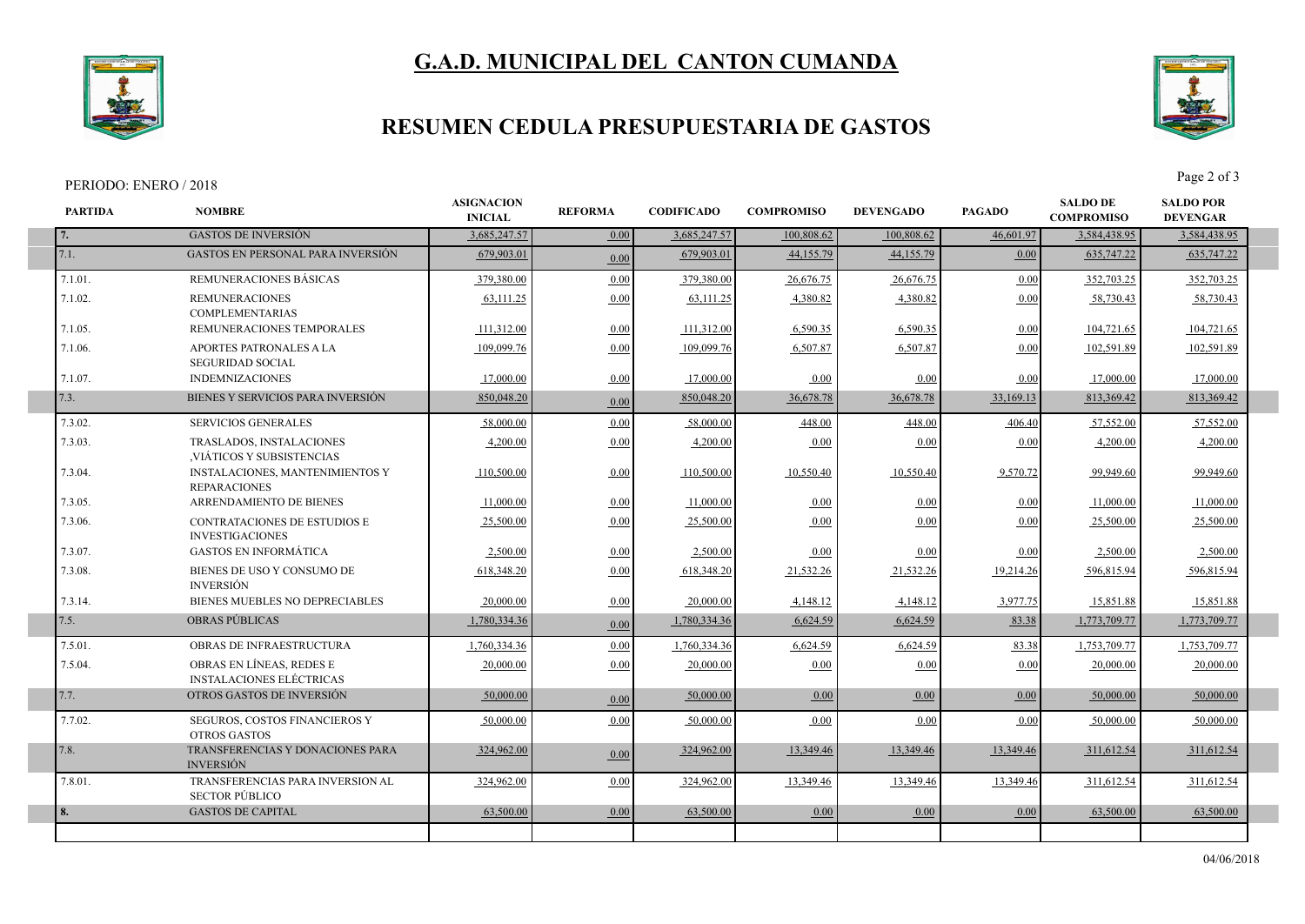# G.A.D. MUNICIPAL DEL CANTON CUMANDA

## RESUMEN CEDULA PRESUPUESTARIA DE GASTOS

PERIODO: ENERO / 2018

| PARTIDA | NOMBRE | ASIGNACION INICIAL | REFORMA | CODIFICADO | COMPROMISO | DEVENGADO | PAGADO | SALDO DE COMPROMISO | SALDO POR DEVENGAR |
|---|---|---|---|---|---|---|---|---|---|
| 7. | GASTOS DE INVERSIÓN | 3,685,247.57 | 0.00 | 3,685,247.57 | 100,808.62 | 100,808.62 | 46,601.97 | 3,584,438.95 | 3,584,438.95 |
| 7.1. | GASTOS EN PERSONAL PARA INVERSIÓN | 679,903.01 | 0.00 | 679,903.01 | 44,155.79 | 44,155.79 | 0.00 | 635,747.22 | 635,747.22 |
| 7.1.01. | REMUNERACIONES BÁSICAS | 379,380.00 | 0.00 | 379,380.00 | 26,676.75 | 26,676.75 | 0.00 | 352,703.25 | 352,703.25 |
| 7.1.02. | REMUNERACIONES COMPLEMENTARIAS | 63,111.25 | 0.00 | 63,111.25 | 4,380.82 | 4,380.82 | 0.00 | 58,730.43 | 58,730.43 |
| 7.1.05. | REMUNERACIONES TEMPORALES | 111,312.00 | 0.00 | 111,312.00 | 6,590.35 | 6,590.35 | 0.00 | 104,721.65 | 104,721.65 |
| 7.1.06. | APORTES PATRONALES A LA SEGURIDAD SOCIAL | 109,099.76 | 0.00 | 109,099.76 | 6,507.87 | 6,507.87 | 0.00 | 102,591.89 | 102,591.89 |
| 7.1.07. | INDEMNIZACIONES | 17,000.00 | 0.00 | 17,000.00 | 0.00 | 0.00 | 0.00 | 17,000.00 | 17,000.00 |
| 7.3. | BIENES Y SERVICIOS PARA INVERSIÓN | 850,048.20 | 0.00 | 850,048.20 | 36,678.78 | 36,678.78 | 33,169.13 | 813,369.42 | 813,369.42 |
| 7.3.02. | SERVICIOS GENERALES | 58,000.00 | 0.00 | 58,000.00 | 448.00 | 448.00 | 406.40 | 57,552.00 | 57,552.00 |
| 7.3.03. | TRASLADOS, INSTALACIONES ,VIÁTICOS Y SUBSISTENCIAS | 4,200.00 | 0.00 | 4,200.00 | 0.00 | 0.00 | 0.00 | 4,200.00 | 4,200.00 |
| 7.3.04. | INSTALACIONES, MANTENIMIENTOS Y REPARACIONES | 110,500.00 | 0.00 | 110,500.00 | 10,550.40 | 10,550.40 | 9,570.72 | 99,949.60 | 99,949.60 |
| 7.3.05. | ARRENDAMIENTO DE BIENES | 11,000.00 | 0.00 | 11,000.00 | 0.00 | 0.00 | 0.00 | 11,000.00 | 11,000.00 |
| 7.3.06. | CONTRATACIONES DE ESTUDIOS E INVESTIGACIONES | 25,500.00 | 0.00 | 25,500.00 | 0.00 | 0.00 | 0.00 | 25,500.00 | 25,500.00 |
| 7.3.07. | GASTOS EN INFORMÁTICA | 2,500.00 | 0.00 | 2,500.00 | 0.00 | 0.00 | 0.00 | 2,500.00 | 2,500.00 |
| 7.3.08. | BIENES DE USO Y CONSUMO DE INVERSIÓN | 618,348.20 | 0.00 | 618,348.20 | 21,532.26 | 21,532.26 | 19,214.26 | 596,815.94 | 596,815.94 |
| 7.3.14. | BIENES MUEBLES NO DEPRECIABLES | 20,000.00 | 0.00 | 20,000.00 | 4,148.12 | 4,148.12 | 3,977.75 | 15,851.88 | 15,851.88 |
| 7.5. | OBRAS PÚBLICAS | 1,780,334.36 | 0.00 | 1,780,334.36 | 6,624.59 | 6,624.59 | 83.38 | 1,773,709.77 | 1,773,709.77 |
| 7.5.01. | OBRAS DE INFRAESTRUCTURA | 1,760,334.36 | 0.00 | 1,760,334.36 | 6,624.59 | 6,624.59 | 83.38 | 1,753,709.77 | 1,753,709.77 |
| 7.5.04. | OBRAS EN LÍNEAS, REDES E INSTALACIONES ELÉCTRICAS | 20,000.00 | 0.00 | 20,000.00 | 0.00 | 0.00 | 0.00 | 20,000.00 | 20,000.00 |
| 7.7. | OTROS GASTOS DE INVERSIÓN | 50,000.00 | 0.00 | 50,000.00 | 0.00 | 0.00 | 0.00 | 50,000.00 | 50,000.00 |
| 7.7.02. | SEGUROS, COSTOS FINANCIEROS Y OTROS GASTOS | 50,000.00 | 0.00 | 50,000.00 | 0.00 | 0.00 | 0.00 | 50,000.00 | 50,000.00 |
| 7.8. | TRANSFERENCIAS Y DONACIONES PARA INVERSIÓN | 324,962.00 | 0.00 | 324,962.00 | 13,349.46 | 13,349.46 | 13,349.46 | 311,612.54 | 311,612.54 |
| 7.8.01. | TRANSFERENCIAS PARA INVERSION AL SECTOR PÚBLICO | 324,962.00 | 0.00 | 324,962.00 | 13,349.46 | 13,349.46 | 13,349.46 | 311,612.54 | 311,612.54 |
| 8. | GASTOS DE CAPITAL | 63,500.00 | 0.00 | 63,500.00 | 0.00 | 0.00 | 0.00 | 63,500.00 | 63,500.00 |

04/06/2018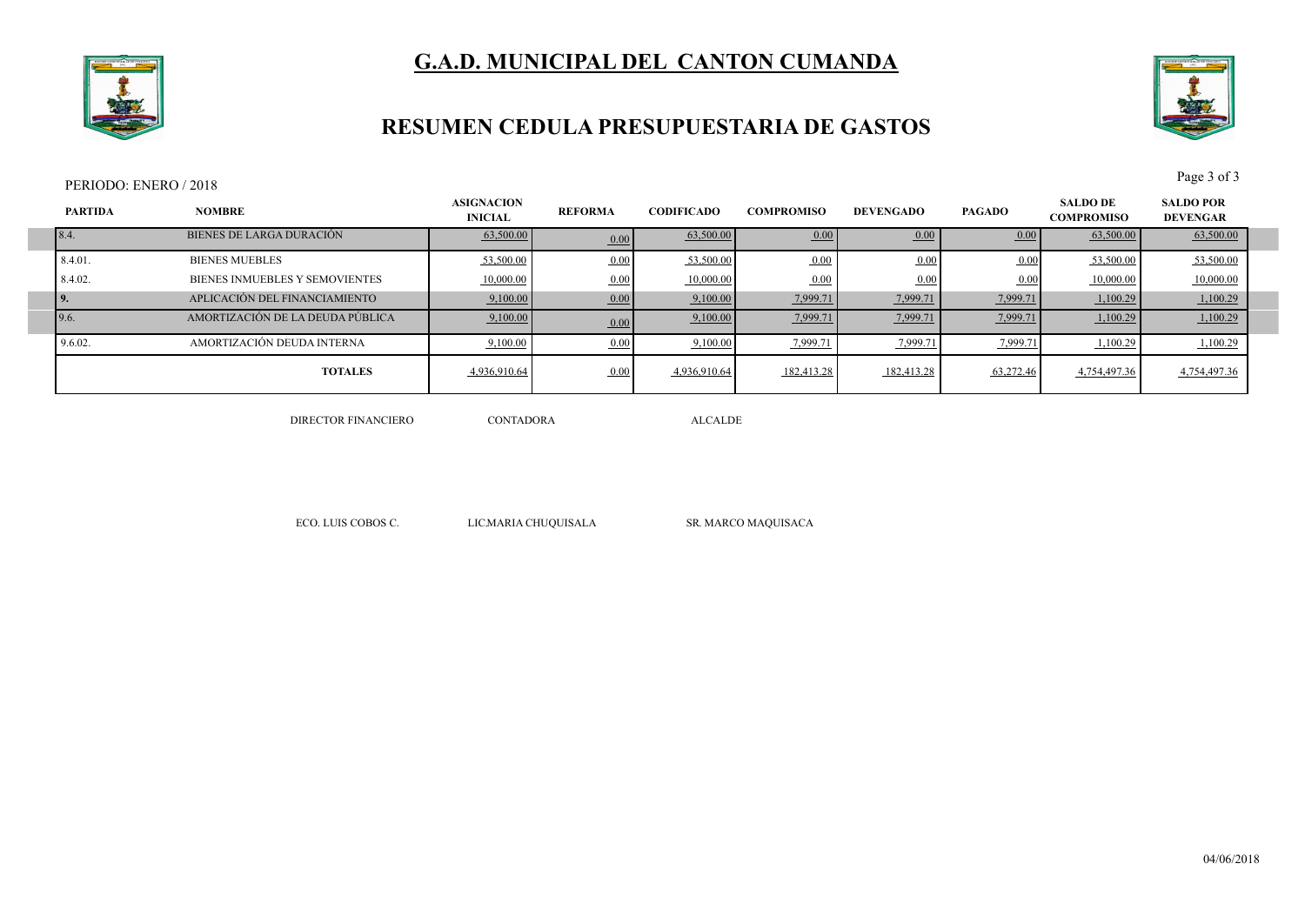# G.A.D. MUNICIPAL DEL CANTON CUMANDA

## RESUMEN CEDULA PRESUPUESTARIA DE GASTOS

PERIODO: ENERO / 2018

| PARTIDA | NOMBRE | ASIGNACION INICIAL | REFORMA | CODIFICADO | COMPROMISO | DEVENGADO | PAGADO | SALDO DE COMPROMISO | SALDO POR DEVENGAR |
|---|---|---|---|---|---|---|---|---|---|
| 8.4. | BIENES DE LARGA DURACIÓN | 63,500.00 | 0.00 | 63,500.00 | 0.00 | 0.00 | 0.00 | 63,500.00 | 63,500.00 |
| 8.4.01. | BIENES MUEBLES | 53,500.00 | 0.00 | 53,500.00 | 0.00 | 0.00 | 0.00 | 53,500.00 | 53,500.00 |
| 8.4.02. | BIENES INMUEBLES Y SEMOVIENTES | 10,000.00 | 0.00 | 10,000.00 | 0.00 | 0.00 | 0.00 | 10,000.00 | 10,000.00 |
| 9. | APLICACIÓN DEL FINANCIAMIENTO | 9,100.00 | 0.00 | 9,100.00 | 7,999.71 | 7,999.71 | 7,999.71 | 1,100.29 | 1,100.29 |
| 9.6. | AMORTIZACIÓN DE LA DEUDA PÚBLICA | 9,100.00 | 0.00 | 9,100.00 | 7,999.71 | 7,999.71 | 7,999.71 | 1,100.29 | 1,100.29 |
| 9.6.02. | AMORTIZACIÓN DEUDA INTERNA | 9,100.00 | 0.00 | 9,100.00 | 7,999.71 | 7,999.71 | 7,999.71 | 1,100.29 | 1,100.29 |
| | **TOTALES** | 4,936,910.64 | 0.00 | 4,936,910.64 | 182,413.28 | 182,413.28 | 63,272.46 | 4,754,497.36 | 4,754,497.36 |

DIRECTOR FINANCIERO — CONTADORA — ALCALDE

ECO. LUIS COBOS C. — LIC.MARIA CHUQUISALA — SR. MARCO MAQUISACA

04/06/2018